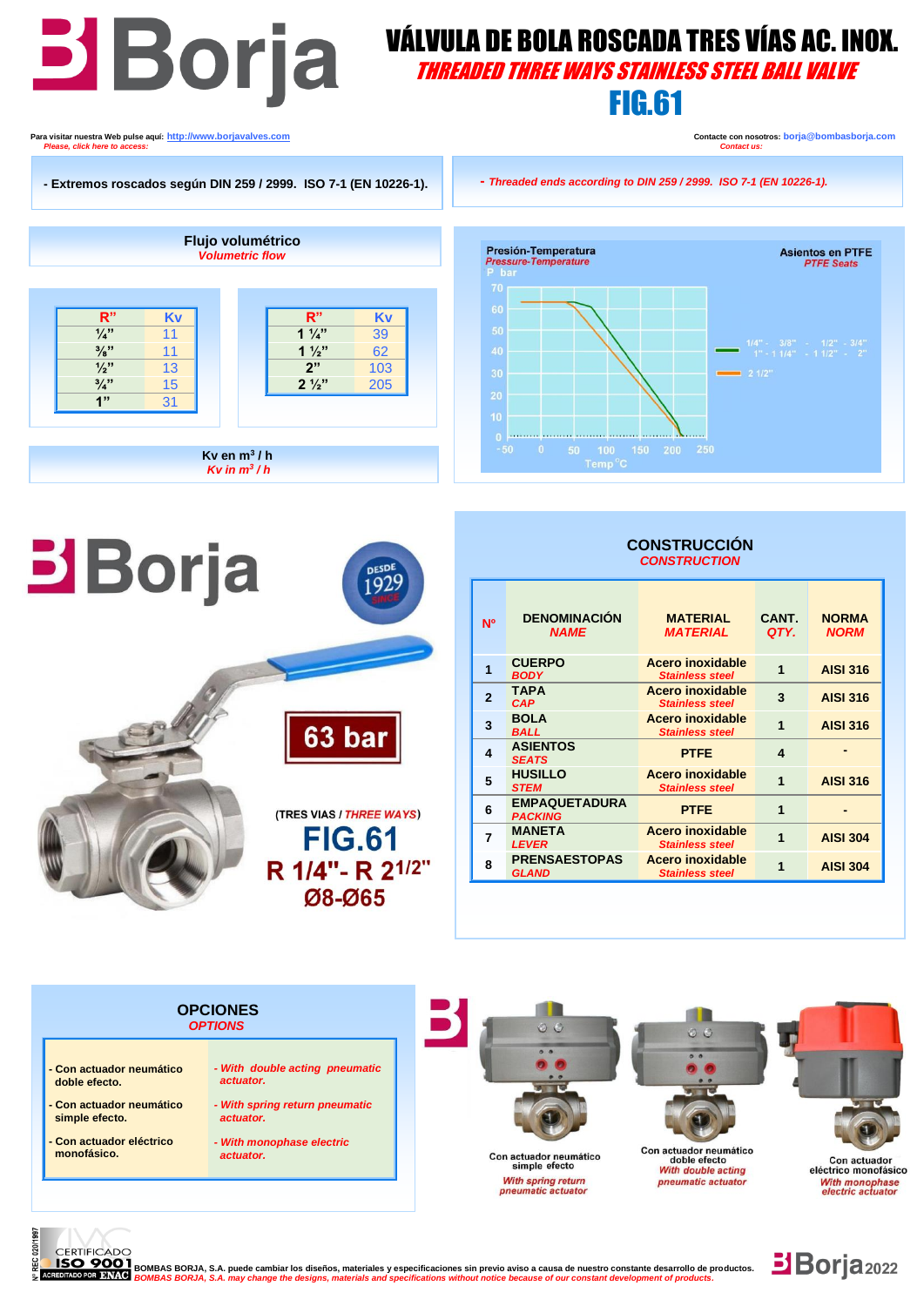# Borja

# VÁLVULA DE BOLA ROSCADA TRES VÍAS AC. INOX.

## *THREADED THREE WAYS STAINLESS STEEL BALL VALVE*

## FIG.61

Para visitar nuestra Web pulse aquí: http://www.borjavalves.com
*Please, click here to access:*

Contacte con nosotros: borja@bombasborja.com
*Contact us:*

- Extremos roscados según DIN 259 / 2999. ISO 7-1 (EN 10226-1).

*- Threaded ends according to DIN 259 / 2999. ISO 7-1 (EN 10226-1).*

### Flujo volumétrico
*Volumetric flow*

| R" | Kv |
|---|---|
| ¼" | 11 |
| ⅜" | 11 |
| ½" | 13 |
| ¾" | 15 |
| 1" | 31 |

| R" | Kv |
|---|---|
| 1 ¼" | 39 |
| 1 ½" | 62 |
| 2" | 103 |
| 2 ½" | 205 |

Kv en m³ / h
*Kv in m³ / h*

Presión-Temperatura
*Pressure-Temperature*

Asientos en PTFE
*PTFE Seats*

P bar: 70, 60, 50, 40, 30, 20, 10, 0
Temp °C: -50, 0, 50, 100, 150, 200, 250

1/4" - 3/8" - 1/2" - 3/4" 1" - 1 1/4" - 1 1/2" - 2"
2 1/2"

DESDE 1929 SINCE

63 bar

(TRES VIAS / *THREE WAYS*)

FIG.61
R 1/4"- R 2 1/2"
Ø8-Ø65

### CONSTRUCCIÓN
*CONSTRUCTION*

| Nº | DENOMINACIÓN *NAME* | MATERIAL *MATERIAL* | CANT. *QTY.* | NORMA *NORM* |
|---|---|---|---|---|
| 1 | CUERPO *BODY* | Acero inoxidable *Stainless steel* | 1 | AISI 316 |
| 2 | TAPA *CAP* | Acero inoxidable *Stainless steel* | 3 | AISI 316 |
| 3 | BOLA *BALL* | Acero inoxidable *Stainless steel* | 1 | AISI 316 |
| 4 | ASIENTOS *SEATS* | PTFE | 4 | - |
| 5 | HUSILLO *STEM* | Acero inoxidable *Stainless steel* | 1 | AISI 316 |
| 6 | EMPAQUETADURA *PACKING* | PTFE | 1 | - |
| 7 | MANETA *LEVER* | Acero inoxidable *Stainless steel* | 1 | AISI 304 |
| 8 | PRENSAESTOPAS *GLAND* | Acero inoxidable *Stainless steel* | 1 | AISI 304 |

### OPCIONES
*OPTIONS*

| | |
|---|---|
| - Con actuador neumático doble efecto. | *- With double acting pneumatic actuator.* |
| - Con actuador neumático simple efecto. | *- With spring return pneumatic actuator.* |
| - Con actuador eléctrico monofásico. | *- With monophase electric actuator.* |

Con actuador neumático simple efecto
*With spring return pneumatic actuator*

Con actuador neumático doble efecto
*With double acting pneumatic actuator*

Con actuador eléctrico monofásico
*With monophase electric actuator*

Nº REC 020/1997 CERTIFICADO ISO 9001 ACREDITADO POR ENAC

BOMBAS BORJA, S.A. puede cambiar los diseños, materiales y especificaciones sin previo aviso a causa de nuestro constante desarrollo de productos.
*BOMBAS BORJA, S.A. may change the designs, materials and specifications without notice because of our constant development of products.*

Borja 2022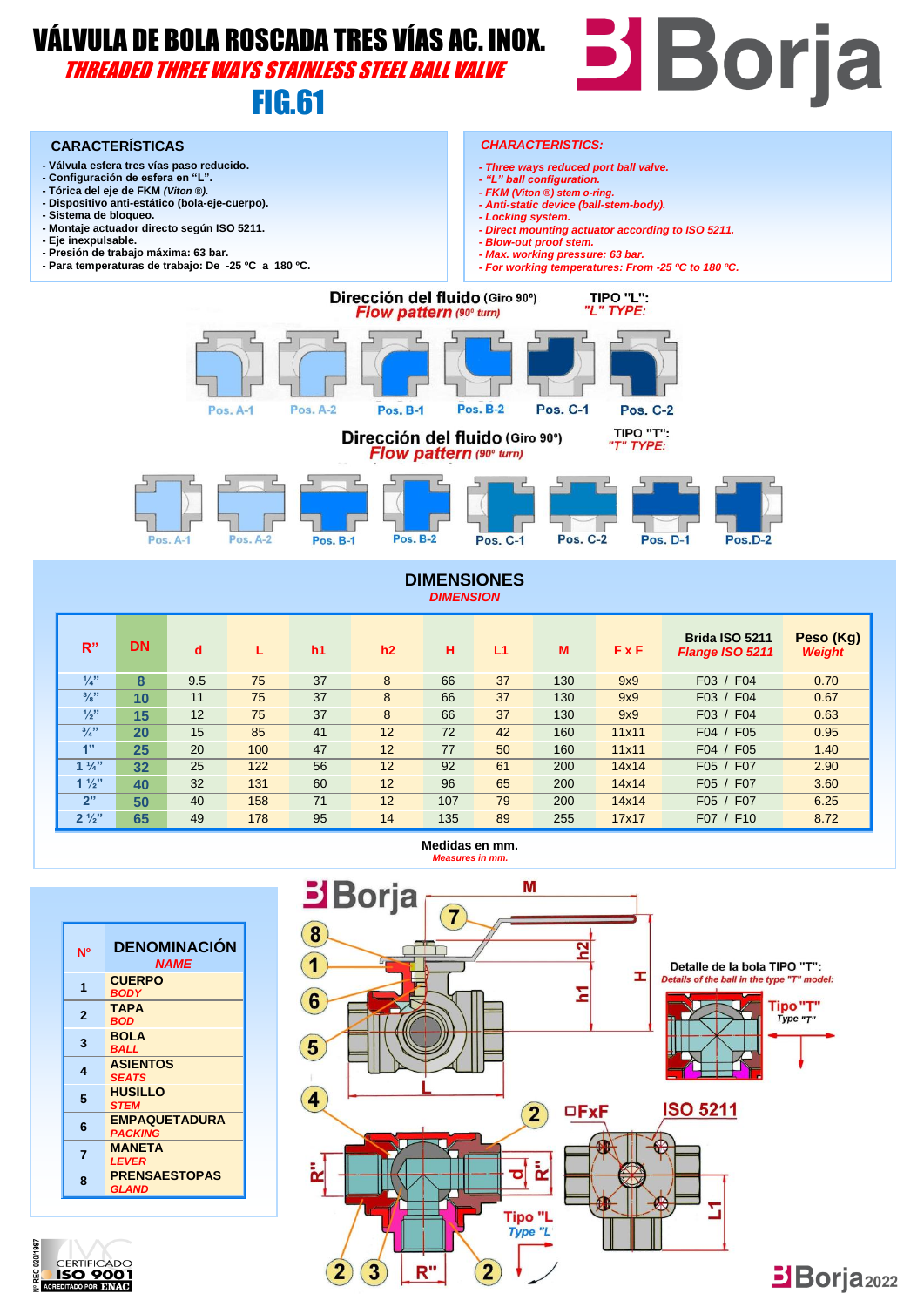# VÁLVULA DE BOLA ROSCADA TRES VÍAS AC. INOX.

## *THREADED THREE WAYS STAINLESS STEEL BALL VALVE*

## FIG.61

### CARACTERÍSTICAS

- Válvula esfera tres vías paso reducido.
- Configuración de esfera en "L".
- Tórica del eje de FKM (*Viton ®*).
- Dispositivo anti-estático (bola-eje-cuerpo).
- Sistema de bloqueo.
- Montaje actuador directo según ISO 5211.
- Eje inexpulsable.
- Presión de trabajo máxima: 63 bar.
- Para temperaturas de trabajo: De -25 ºC a 180 ºC.

### *CHARACTERISTICS:*

- *Three ways reduced port ball valve.*
- *"L" ball configuration.*
- *FKM (Viton ®) stem o-ring.*
- *Anti-static device (ball-stem-body).*
- *Locking system.*
- *Direct mounting actuator according to ISO 5211.*
- *Blow-out proof stem.*
- *Max. working pressure: 63 bar.*
- *For working temperatures: From -25 ºC to 180 ºC.*

**Dirección del fluido** (Giro 90º) *Flow pattern (90º turn)* — TIPO "L": *"L" TYPE:*

Pos. A-1 Pos. A-2 Pos. B-1 Pos. B-2 Pos. C-1 Pos. C-2

**Dirección del fluido** (Giro 90º) *Flow pattern (90º turn)* — TIPO "T": *"T" TYPE:*

Pos. A-1 Pos. A-2 Pos. B-1 Pos. B-2 Pos. C-1 Pos. C-2 Pos. D-1 Pos.D-2

### DIMENSIONES
*DIMENSION*

| R" | DN | d | L | h1 | h2 | H | L1 | M | F x F | Brida ISO 5211 *Flange ISO 5211* | Peso (Kg) *Weight* |
|---|---|---|---|---|---|---|---|---|---|---|---|
| ¼" | 8 | 9.5 | 75 | 37 | 8 | 66 | 37 | 130 | 9x9 | F03 / F04 | 0.70 |
| ⅜" | 10 | 11 | 75 | 37 | 8 | 66 | 37 | 130 | 9x9 | F03 / F04 | 0.67 |
| ½" | 15 | 12 | 75 | 37 | 8 | 66 | 37 | 130 | 9x9 | F03 / F04 | 0.63 |
| ¾" | 20 | 15 | 85 | 41 | 12 | 72 | 42 | 160 | 11x11 | F04 / F05 | 0.95 |
| 1" | 25 | 20 | 100 | 47 | 12 | 77 | 50 | 160 | 11x11 | F04 / F05 | 1.40 |
| 1 ¼" | 32 | 25 | 122 | 56 | 12 | 92 | 61 | 200 | 14x14 | F05 / F07 | 2.90 |
| 1 ½" | 40 | 32 | 131 | 60 | 12 | 96 | 65 | 200 | 14x14 | F05 / F07 | 3.60 |
| 2" | 50 | 40 | 158 | 71 | 12 | 107 | 79 | 200 | 14x14 | F05 / F07 | 6.25 |
| 2 ½" | 65 | 49 | 178 | 95 | 14 | 135 | 89 | 255 | 17x17 | F07 / F10 | 8.72 |

**Medidas en mm.**
*Measures in mm.*

| Nº | DENOMINACIÓN *NAME* |
|---|---|
| 1 | CUERPO *BODY* |
| 2 | TAPA *BOD* |
| 3 | BOLA *BALL* |
| 4 | ASIENTOS *SEATS* |
| 5 | HUSILLO *STEM* |
| 6 | EMPAQUETADURA *PACKING* |
| 7 | MANETA *LEVER* |
| 8 | PRENSAESTOPAS *GLAND* |

Detalle de la bola TIPO "T":
*Details of the ball in the type "T" model:*

Tipo "T" *Type "T"*

Tipo "L" *Type "L"*

□FxF ISO 5211

M h2 h1 H L R" d L1

CERTIFICADO ISO 9001 ACREDITADO POR ENAC

Nº REC 020/1997

Borja 2022